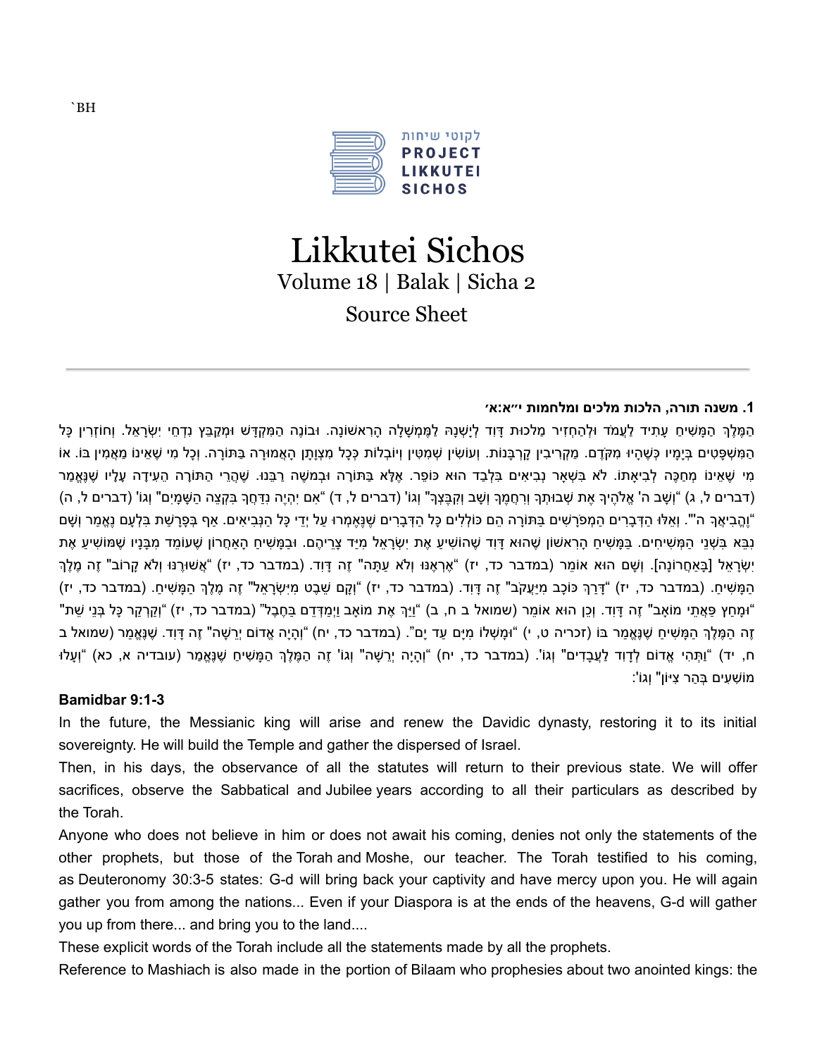`BH

לקוטי שיחות
PROJECT
LIKKUTEI
SICHOS

# Likkutei Sichos

## Volume 18 | Balak | Sicha 2

## Source Sheet

---

### 1. משנה תורה, הלכות מלכים ומלחמות י״א:א׳

הַמֶּלֶךְ הַמָּשִׁיחַ עָתִיד לַעֲמֹד וּלְהַחְזִיר מַלְכוּת דָּוִד לְיָשְׁנָהּ לַמֶּמְשָׁלָה הָרִאשׁוֹנָה. וּבוֹנֶה הַמִּקְדָּשׁ וּמְקַבֵּץ נִדְחֵי יִשְׂרָאֵל. וְחוֹזְרִין כָּל הַמִּשְׁפָּטִים בְּיָמָיו כְּשֶׁהָיוּ מִקֹּדֶם. מַקְרִיבִין קָרְבָּנוֹת. וְעוֹשִׂין שְׁמִטִּין וְיוֹבְלוֹת כְּכָל מִצְוָתָן הָאֲמוּרָה בַּתּוֹרָה. וְכָל מִי שֶׁאֵינוֹ מַאֲמִין בּוֹ. אוֹ מִי שֶׁאֵינוֹ מְחַכֶּה לְבִיאָתוֹ. לֹא בִּשְׁאָר נְבִיאִים בִּלְבַד הוּא כּוֹפֵר. אֶלָּא בַּתּוֹרָה וּבְמשֶׁה רַבֵּנוּ. שֶׁהֲרֵי הַתּוֹרָה הֵעִידָה עָלָיו שֶׁנֶּאֱמַר (דברים ל, ג) "וְשָׁב ה' אֱלֹהֶיךָ אֶת שְׁבוּתְךָ וְרִחֲמֶךָ וְשָׁב וְקִבֶּצְךָ" וְגוֹ' (דברים ל, ד) "אִם יִהְיֶה נִדַּחֲךָ בִּקְצֵה הַשָּׁמָיִם" וְגוֹ' (דברים ל, ה) "וֶהֱבִיאֲךָ ה'". וְאֵלּוּ הַדְּבָרִים הַמְפֹרָשִׁים בַּתּוֹרָה הֵם כּוֹלְלִים כָּל הַדְּבָרִים שֶׁנֶּאֶמְרוּ עַל יְדֵי כָּל הַנְּבִיאִים. אַף בְּפָרָשַׁת בִּלְעָם נֶאֱמַר וְשָׁם נִבֵּא בִּשְׁנֵי הַמְּשִׁיחִים. בַּמָּשִׁיחַ הָרִאשׁוֹן שֶׁהוּא דָּוִד שֶׁהוֹשִׁיעַ אֶת יִשְׂרָאֵל מִיַּד צָרֵיהֶם. וּבַמָּשִׁיחַ הָאַחֲרוֹן שֶׁעוֹמֵד מִבָּנָיו שֶׁמּוֹשִׁיעַ אֶת יִשְׂרָאֵל [בָּאַחֲרוֹנָה]. וְשָׁם הוּא אוֹמֵר (במדבר כד, יז) "אֶרְאֶנּוּ וְלֹא עַתָּה" זֶה דָּוִד. (במדבר כד, יז) "אֲשׁוּרֶנּוּ וְלֹא קָרוֹב" זֶה מֶלֶךְ הַמָּשִׁיחַ. (במדבר כד, יז) "דָּרַךְ כּוֹכָב מִיַּעֲקֹב" זֶה דָּוִד. (במדבר כד, יז) "וְקָם שֵׁבֶט מִיִּשְׂרָאֵל" זֶה מֶלֶךְ הַמָּשִׁיחַ. (במדבר כד, יז) "וּמָחַץ פַּאֲתֵי מוֹאָב" זֶה דָּוִד. וְכֵן הוּא אוֹמֵר (שמואל ב ח, ב) "וַיַּךְ אֶת מוֹאָב וַיְמַדְּדֵם בַּחֶבֶל" (במדבר כד, יז) "וְקַרְקַר כָּל בְּנֵי שֵׁת" זֶה הַמֶּלֶךְ הַמָּשִׁיחַ שֶׁנֶּאֱמַר בּוֹ (זכריה ט, י) "וּמָשְׁלוֹ מִיָּם עַד יָם". (במדבר כד, יח) "וְהָיָה אֱדוֹם יְרֵשָׁה" זֶה דָּוִד. שֶׁנֶּאֱמַר (שמואל ב ח, יד) "וַתְּהִי אֱדוֹם לְדָוִד לַעֲבָדִים" וְגוֹ'. (במדבר כד, יח) "וְהָיָה יְרֵשָׁה" וְגוֹ' זֶה הַמֶּלֶךְ הַמָּשִׁיחַ שֶׁנֶּאֱמַר (עובדיה א, כא) "וְעָלוּ מוֹשִׁעִים בְּהַר צִיּוֹן" וְגוֹ':

**Bamidbar 9:1-3**

In the future, the Messianic king will arise and renew the Davidic dynasty, restoring it to its initial sovereignty. He will build the Temple and gather the dispersed of Israel.

Then, in his days, the observance of all the statutes will return to their previous state. We will offer sacrifices, observe the Sabbatical and Jubilee years according to all their particulars as described by the Torah.

Anyone who does not believe in him or does not await his coming, denies not only the statements of the other prophets, but those of the Torah and Moshe, our teacher. The Torah testified to his coming, as Deuteronomy 30:3-5 states: G-d will bring back your captivity and have mercy upon you. He will again gather you from among the nations... Even if your Diaspora is at the ends of the heavens, G-d will gather you up from there... and bring you to the land....

These explicit words of the Torah include all the statements made by all the prophets.

Reference to Mashiach is also made in the portion of Bilaam who prophesies about two anointed kings: the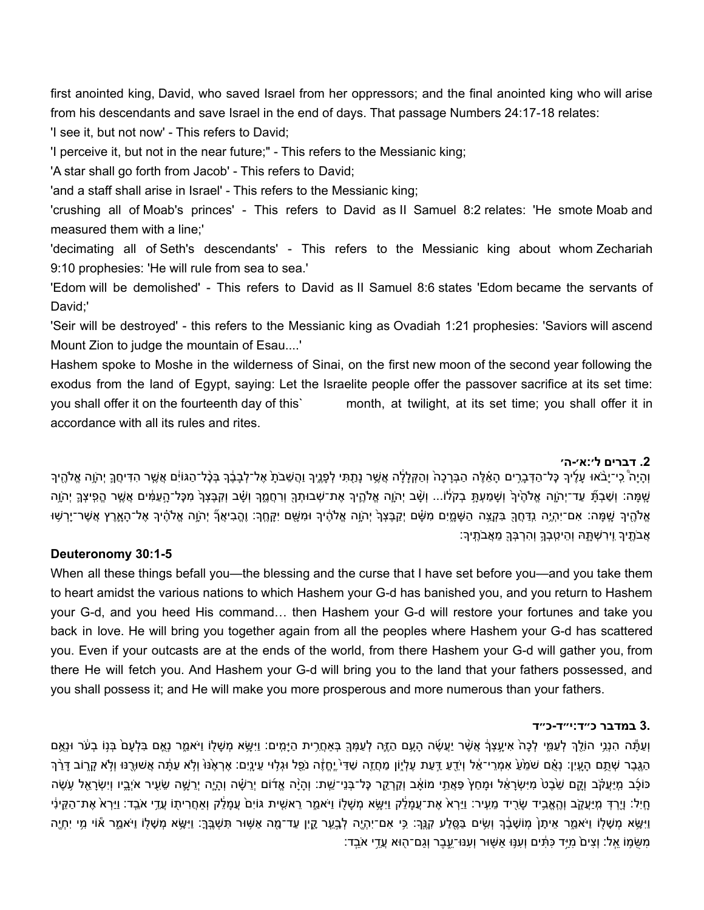first anointed king, David, who saved Israel from her oppressors; and the final anointed king who will arise from his descendants and save Israel in the end of days. That passage Numbers 24:17-18 relates:

'I see it, but not now' - This refers to David;

'I perceive it, but not in the near future;" - This refers to the Messianic king;

'A star shall go forth from Jacob' - This refers to David;

'and a staff shall arise in Israel' - This refers to the Messianic king;

'crushing all of Moab's princes' - This refers to David as II Samuel 8:2 relates: 'He smote Moab and measured them with a line;'

'decimating all of Seth's descendants' - This refers to the Messianic king about whom Zechariah 9:10 prophesies: 'He will rule from sea to sea.'

'Edom will be demolished' - This refers to David as II Samuel 8:6 states 'Edom became the servants of David;'

'Seir will be destroyed' - this refers to the Messianic king as Ovadiah 1:21 prophesies: 'Saviors will ascend Mount Zion to judge the mountain of Esau....'

Hashem spoke to Moshe in the wilderness of Sinai, on the first new moon of the second year following the exodus from the land of Egypt, saying: Let the Israelite people offer the passover sacrifice at its set time: you shall offer it on the fourteenth day of this` month, at twilight, at its set time; you shall offer it in accordance with all its rules and rites.

### 2. דברים ל׳:א׳-ה׳

וְהָיָה֩ כִֽי־יָבֹ֨אוּ עָלֶ֜יךָ כׇּל־הַדְּבָרִ֣ים הָאֵ֗לֶּה הַבְּרָכָה֙ וְהַקְּלָלָ֔ה אֲשֶׁ֥ר נָתַ֖תִּי לְפָנֶ֑יךָ וַהֲשֵׁבֹתָ֙ אֶל־לְבָבֶ֔ךָ בְּכׇל־הַגּוֹיִ֕ם אֲשֶׁ֧ר הִדִּיחֲךָ֛ יְהֹוָ֥ה אֱלֹהֶ֖יךָ שָֽׁמָּה׃ וְשַׁבְתָּ֞ עַד־יְהֹוָ֤ה אֱלֹהֶ֙יךָ֙ וְשָׁמַעְתָּ֣ בְקֹל֔וֹ... וְשָׁ֨ב יְהֹוָ֧ה אֱלֹהֶ֛יךָ אֶת־שְׁבוּתְךָ֖ וְרִחֲמֶ֑ךָ וְשָׁ֗ב וְקִבֶּצְךָ֙ מִכׇּל־הָ֣עַמִּ֔ים אֲשֶׁ֧ר הֱפִיצְךָ֛ יְהֹוָ֥ה אֱלֹהֶ֖יךָ שָֽׁמָּה׃ אִם־יִהְיֶ֥ה נִֽדַּחֲךָ֖ בִּקְצֵ֣ה הַשָּׁמָ֑יִם מִשָּׁ֗ם יְקַבֶּצְךָ֙ יְהֹוָ֣ה אֱלֹהֶ֔יךָ וּמִשָּׁ֖ם יִקָּחֶֽךָ׃ וֶהֱבִיאֲךָ֞ יְהֹוָ֣ה אֱלֹהֶ֗יךָ אֶל־הָאָ֛רֶץ אֲשֶׁר־יָרְשׁ֥וּ אֲבֹתֶ֖יךָ וִירִשְׁתָּ֑הּ וְהֵיטִֽבְךָ֥ וְהִרְבְּךָ֖ מֵאֲבֹתֶֽיךָ׃

**Deuteronomy 30:1-5**

When all these things befall you—the blessing and the curse that I have set before you—and you take them to heart amidst the various nations to which Hashem your G-d has banished you, and you return to Hashem your G-d, and you heed His command… then Hashem your G-d will restore your fortunes and take you back in love. He will bring you together again from all the peoples where Hashem your G-d has scattered you. Even if your outcasts are at the ends of the world, from there Hashem your G-d will gather you, from there He will fetch you. And Hashem your G-d will bring you to the land that your fathers possessed, and you shall possess it; and He will make you more prosperous and more numerous than your fathers.

### 3. במדבר כ״ד:י״ד-כ״ד

וְעַתָּ֕ה הִנְנִ֥י הוֹלֵ֖ךְ לְעַמִּ֑י לְכָה֙ אִיעָ֣צְךָ֔ אֲשֶׁ֨ר יַעֲשֶׂ֜ה הָעָ֥ם הַזֶּ֛ה לְעַמְּךָ֖ בְּאַחֲרִ֥ית הַיָּמִֽים׃ וַיִּשָּׂ֥א מְשָׁל֖וֹ וַיֹּאמַ֑ר נְאֻ֤ם בִּלְעָם֙ בְּנ֣וֹ בְעֹ֔ר וּנְאֻ֥ם הַגֶּ֖בֶר שְׁתֻ֥ם הָעָֽיִן׃ נְאֻ֗ם שֹׁמֵ֙עַ֙ אִמְרֵי־אֵ֔ל וְיֹדֵ֖עַ דַּ֣עַת עֶלְי֑וֹן מַחֲזֵ֤ה שַׁדַּי֙ יֶֽחֱזֶ֔ה נֹפֵ֖ל וּגְל֥וּי עֵינָֽיִם׃ אֶרְאֶ֙נּוּ֙ וְלֹ֣א עַתָּ֔ה אֲשׁוּרֶ֖נּוּ וְלֹ֣א קָר֑וֹב דָּרַ֨ךְ כּוֹכָ֜ב מִֽיַּעֲקֹ֗ב וְקָ֥ם שֵׁ֙בֶט֙ מִיִּשְׂרָאֵ֔ל וּמָחַץ֙ פַּאֲתֵ֣י מוֹאָ֔ב וְקַרְקַ֖ר כׇּל־בְּנֵי־שֵֽׁת׃ וְהָיָ֨ה אֱד֜וֹם יְרֵשָׁ֗ה וְהָיָ֧ה יְרֵשָׁ֛ה שֵׂעִ֖יר אֹיְבָ֑יו וְיִשְׂרָאֵ֖ל עֹ֥שֶׂה חָֽיִל׃ וְיֵ֖רְדְּ מִֽיַּעֲקֹ֑ב וְהֶֽאֱבִ֥יד שָׂרִ֖יד מֵעִֽיר׃ וַיַּרְא֙ אֶת־עֲמָלֵ֔ק וַיִּשָּׂ֥א מְשָׁל֖וֹ וַיֹּאמַ֑ר רֵאשִׁ֤ית גּוֹיִם֙ עֲמָלֵ֔ק וְאַחֲרִית֖וֹ עֲדֵ֥י אֹבֵֽד׃ וַיַּרְא֙ אֶת־הַקֵּינִ֔י וַיִּשָּׂ֥א מְשָׁל֖וֹ וַיֹּאמַ֑ר אֵיתָן֙ מֽוֹשָׁבֶ֔ךָ וְשִׂ֥ים בַּסֶּ֖לַע קִנֶּֽךָ׃ כִּ֥י אִם־יִהְיֶ֖ה לְבָ֣עֵֽר קָ֑יִן עַד־מָ֖ה אַשּׁ֥וּר תִּשְׁבֶּֽךָּ׃ וַיִּשָּׂ֥א מְשָׁל֖וֹ וַיֹּאמַ֑ר א֕וֹי מִ֥י יִחְיֶ֖ה מִשֻּׂמ֥וֹ אֵֽל׃ וְצִים֙ מִיַּ֣ד כִּתִּ֔ים וְעִנּ֥וּ אַשּׁ֖וּר וְעִנּוּ־עֵ֑בֶר וְגַם־ה֖וּא עֲדֵ֥י אֹבֵֽד׃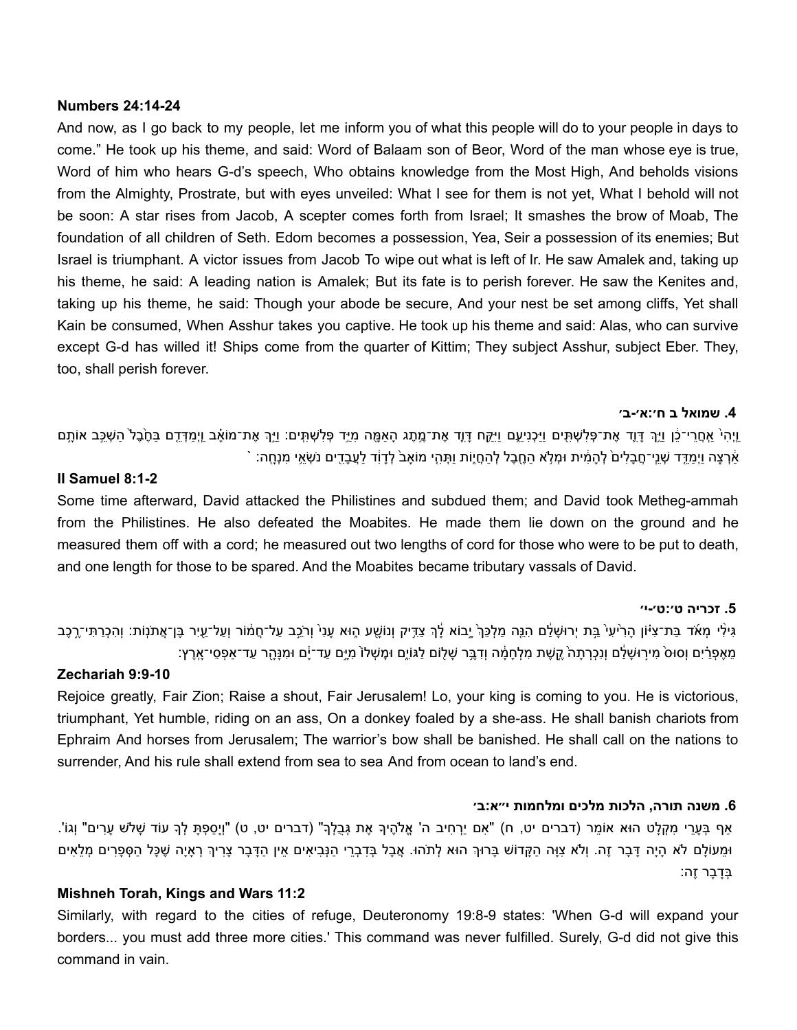**Numbers 24:14-24**

And now, as I go back to my people, let me inform you of what this people will do to your people in days to come." He took up his theme, and said: Word of Balaam son of Beor, Word of the man whose eye is true, Word of him who hears G-d's speech, Who obtains knowledge from the Most High, And beholds visions from the Almighty, Prostrate, but with eyes unveiled: What I see for them is not yet, What I behold will not be soon: A star rises from Jacob, A scepter comes forth from Israel; It smashes the brow of Moab, The foundation of all children of Seth. Edom becomes a possession, Yea, Seir a possession of its enemies; But Israel is triumphant. A victor issues from Jacob To wipe out what is left of Ir. He saw Amalek and, taking up his theme, he said: A leading nation is Amalek; But its fate is to perish forever. He saw the Kenites and, taking up his theme, he said: Though your abode be secure, And your nest be set among cliffs, Yet shall Kain be consumed, When Asshur takes you captive. He took up his theme and said: Alas, who can survive except G-d has willed it! Ships come from the quarter of Kittim; They subject Asshur, subject Eber. They, too, shall perish forever.

**4. שמואל ב ח׳:א׳-ב׳**

וַיְהִי֙ אַחֲרֵי־כֵ֔ן וַיַּ֥ךְ דָּוִ֛ד אֶת־פְּלִשְׁתִּ֖ים וַיַּכְנִיעֵ֑ם וַיִּקַּ֥ח דָּוִ֛ד אֶת־מֶ֥תֶג הָאַמָּ֖ה מִיַּ֥ד פְּלִשְׁתִּֽים׃ וַיַּ֣ךְ אֶת־מוֹאָ֗ב וַֽיְמַדְּדֵ֤ם בַּחֶ֙בֶל֙ הַשְׁכֵּ֣ב אוֹתָם֙ אַ֔רְצָה וַיְמַדֵּ֤ד שְׁנֵי־חֲבָלִים֙ לְהָמִ֔ית וּמְלֹ֥א הַחֶ֖בֶל לְהַחֲי֑וֹת וַתְּהִ֤י מוֹאָב֙ לְדָוִ֔ד לַעֲבָדִ֖ים נֹשְׂאֵ֥י מִנְחָֽה׃ `

**II Samuel 8:1-2**

Some time afterward, David attacked the Philistines and subdued them; and David took Metheg-ammah from the Philistines. He also defeated the Moabites. He made them lie down on the ground and he measured them off with a cord; he measured out two lengths of cord for those who were to be put to death, and one length for those to be spared. And the Moabites became tributary vassals of David.

**5. זכריה ט׳:ט׳-י׳**

גִּילִ֨י מְאֹ֜ד בַּת־צִיּ֗וֹן הָרִ֙יעִי֙ בַּ֣ת יְרוּשָׁלִַ֔ם הִנֵּ֤ה מַלְכֵּךְ֙ יָ֣בוֹא לָ֔ךְ צַדִּ֥יק וְנוֹשָׁ֖ע ה֑וּא עָנִי֙ וְרֹכֵ֣ב עַל־חֲמ֔וֹר וְעַל־עַ֖יִר בֶּן־אֲתֹנֽוֹת׃ וְהִכְרַתִּי־רֶ֣כֶב מֵאֶפְרַ֗יִם וְסוּס֙ מִיר֣וּשָׁלִַ֔ם וְנִכְרְתָה֙ קֶ֣שֶׁת מִלְחָמָ֔ה וְדִבֶּ֥ר שָׁל֖וֹם לַגּוֹיִ֑ם וּמָשְׁלוֹ֙ מִיָּ֣ם עַד־יָ֔ם וּמִנָּהָ֖ר עַד־אַפְסֵי־אָֽרֶץ׃

**Zechariah 9:9-10**

Rejoice greatly, Fair Zion; Raise a shout, Fair Jerusalem! Lo, your king is coming to you. He is victorious, triumphant, Yet humble, riding on an ass, On a donkey foaled by a she-ass. He shall banish chariots from Ephraim And horses from Jerusalem; The warrior's bow shall be banished. He shall call on the nations to surrender, And his rule shall extend from sea to sea And from ocean to land's end.

**6. משנה תורה, הלכות מלכים ומלחמות י״א:ב׳**

אַף בְּעָרֵי מִקְלָט הוּא אוֹמֵר (דברים יט, ח) "אִם יַרְחִיב ה' אֱלֹהֶיךָ אֶת גְּבֻלְךָ" (דברים יט, ט) "וְיָסַפְתָּ לְךָ עוֹד שָׁלֹשׁ עָרִים" וְגוֹ'. וּמֵעוֹלָם לֹא הָיָה דָּבָר זֶה. וְלֹא צִוָּה הַקָּדוֹשׁ בָּרוּךְ הוּא לְתֹהוּ. אֲבָל בְּדִבְרֵי הַנְּבִיאִים אֵין הַדָּבָר צָרִיךְ רְאָיָה שֶׁכָּל הַסְּפָרִים מְלֵאִים בְּדָבָר זֶה:

**Mishneh Torah, Kings and Wars 11:2**

Similarly, with regard to the cities of refuge, Deuteronomy 19:8-9 states: 'When G-d will expand your borders... you must add three more cities.' This command was never fulfilled. Surely, G-d did not give this command in vain.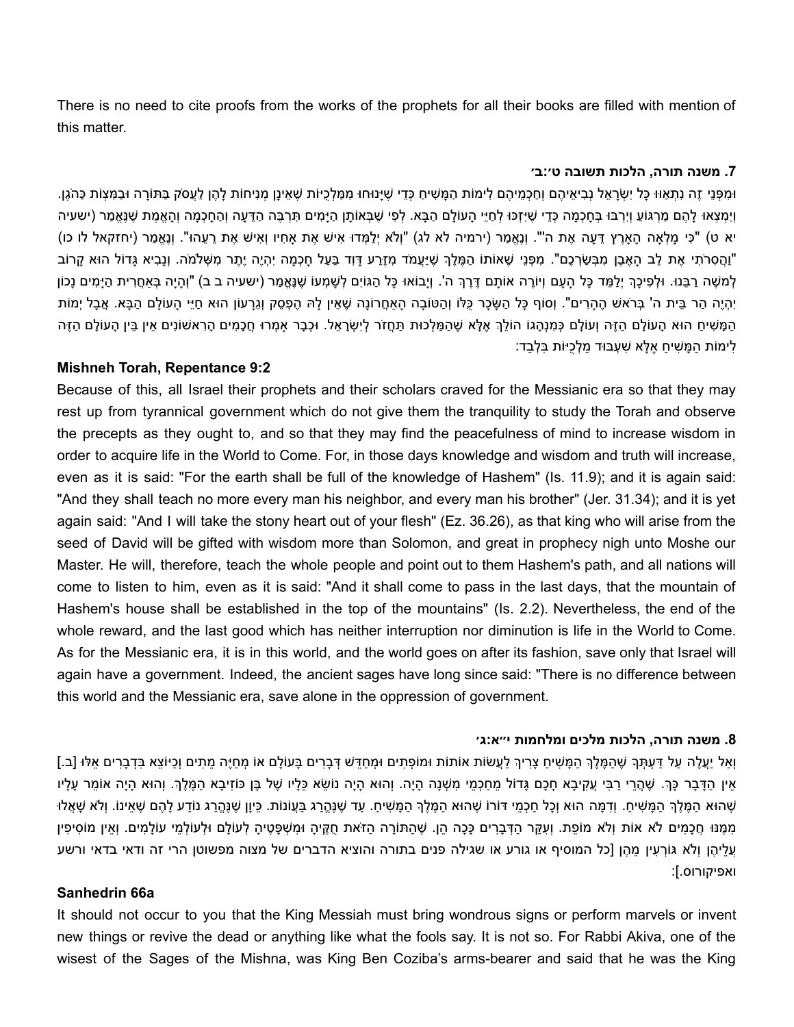There is no need to cite proofs from the works of the prophets for all their books are filled with mention of this matter.

### 7. משנה תורה, הלכות תשובה ט׳:ב׳

וּמִפְּנֵי זֶה נִתְאַוּוּ כָּל יִשְׂרָאֵל נְבִיאֵיהֶם וְחַכְמֵיהֶם לִימוֹת הַמָּשִׁיחַ כְּדֵי שֶׁיָּנוּחוּ מִמַּלְכֻיּוֹת שֶׁאֵינָן מְנִיחוֹת לָהֶן לַעֲסֹק בַּתּוֹרָה וּבַמִּצְוֹת כַּהֹגֶן. וְיִמְצְאוּ לָהֶם מַרְגּוֹעַ וְיִרְבּוּ בְּחָכְמָה כְּדֵי שֶׁיִּזְכּוּ לְחַיֵּי הָעוֹלָם הַבָּא. לְפִי שֶׁבְּאוֹתָן הַיָּמִים תִּרְבֶּה הַדֵּעָה וְהַחָכְמָה וְהָאֱמֶת שֶׁנֶּאֱמַר (ישעיה יא ט) "כִּי מָלְאָה הָאָרֶץ דֵּעָה אֶת ה'". וְנֶאֱמַר (ירמיה לא לג) "וְלֹא יְלַמְּדוּ אִישׁ אֶת אָחִיו וְאִישׁ אֶת רֵעֵהוּ". וְנֶאֱמַר (יחזקאל לו כו) "וַהֲסִרֹתִי אֶת לֵב הָאֶבֶן מִבְּשַׂרְכֶם". מִפְּנֵי שֶׁאוֹתוֹ הַמֶּלֶךְ שֶׁיַּעֲמֹד מִזֶּרַע דָּוִד בַּעַל חָכְמָה יִהְיֶה יֶתֶר מִשְּׁלֹמֹה. וְנָבִיא גָּדוֹל הוּא קָרוֹב לְמשֶׁה רַבֵּנוּ. וּלְפִיכָךְ יְלַמֵּד כָּל הָעָם וְיוֹרֶה אוֹתָם דֶּרֶךְ ה'. וְיָבוֹאוּ כָּל הַגּוֹיִם לְשָׁמְעוֹ שֶׁנֶּאֱמַר (ישעיה ב ב) "וְהָיָה בְּאַחֲרִית הַיָּמִים נָכוֹן יִהְיֶה הַר בֵּית ה' בְּרֹאשׁ הֶהָרִים". וְסוֹף כָּל הַשָּׂכָר כֻּלּוֹ וְהַטּוֹבָה הָאַחֲרוֹנָה שֶׁאֵין לָהּ הֶפְסֵק וְגֵרָעוֹן הוּא חַיֵּי הָעוֹלָם הַבָּא. אֲבָל יְמוֹת הַמָּשִׁיחַ הוּא הָעוֹלָם הַזֶּה וְעוֹלָם כְּמִנְהָגוֹ הוֹלֵךְ אֶלָּא שֶׁהַמַּלְכוּת תַּחְזֹר לְיִשְׂרָאֵל. וּכְבָר אָמְרוּ חֲכָמִים הָרִאשׁוֹנִים אֵין בֵּין הָעוֹלָם הַזֶּה לִימוֹת הַמָּשִׁיחַ אֶלָּא שִׁעְבּוּד מַלְכֻיּוֹת בִּלְבַד:

**Mishneh Torah, Repentance 9:2**

Because of this, all Israel their prophets and their scholars craved for the Messianic era so that they may rest up from tyrannical government which do not give them the tranquility to study the Torah and observe the precepts as they ought to, and so that they may find the peacefulness of mind to increase wisdom in order to acquire life in the World to Come. For, in those days knowledge and wisdom and truth will increase, even as it is said: "For the earth shall be full of the knowledge of Hashem" (Is. 11.9); and it is again said: "And they shall teach no more every man his neighbor, and every man his brother" (Jer. 31.34); and it is yet again said: "And I will take the stony heart out of your flesh" (Ez. 36.26), as that king who will arise from the seed of David will be gifted with wisdom more than Solomon, and great in prophecy nigh unto Moshe our Master. He will, therefore, teach the whole people and point out to them Hashem's path, and all nations will come to listen to him, even as it is said: "And it shall come to pass in the last days, that the mountain of Hashem's house shall be established in the top of the mountains" (Is. 2.2). Nevertheless, the end of the whole reward, and the last good which has neither interruption nor diminution is life in the World to Come. As for the Messianic era, it is in this world, and the world goes on after its fashion, save only that Israel will again have a government. Indeed, the ancient sages have long since said: "There is no difference between this world and the Messianic era, save alone in the oppression of government.

### 8. משנה תורה, הלכות מלכים ומלחמות י״א:ג׳

וְאַל יַעֲלֶה עַל דַּעְתְּךָ שֶׁהַמֶּלֶךְ הַמָּשִׁיחַ צָרִיךְ לַעֲשׂוֹת אוֹתוֹת וּמוֹפְתִים וּמְחַדֵּשׁ דְּבָרִים בָּעוֹלָם אוֹ מְחַיֶּה מֵתִים וְכַיּוֹצֵא בִּדְבָרִים אֵלּוּ [ב.] אֵין הַדָּבָר כָּךְ. שֶׁהֲרֵי רַבִּי עֲקִיבָא חָכָם גָּדוֹל מֵחַכְמֵי מִשְׁנָה הָיָה. וְהוּא הָיָה נוֹשֵׂא כֵּלָיו שֶׁל בֶּן כּוֹזִיבָא הַמֶּלֶךְ. וְהוּא הָיָה אוֹמֵר עָלָיו שֶׁהוּא הַמֶּלֶךְ הַמָּשִׁיחַ. וְדִמָּה הוּא וְכָל חַכְמֵי דּוֹרוֹ שֶׁהוּא הַמֶּלֶךְ הַמָּשִׁיחַ. עַד שֶׁנֶּהֱרַג בַּעֲוֹנוֹת. כֵּיוָן שֶׁנֶּהֱרַג נוֹדַע לָהֶם שֶׁאֵינוֹ. וְלֹא שָׁאֲלוּ מִמֶּנּוּ חֲכָמִים לֹא אוֹת וְלֹא מוֹפֵת. וְעִקַּר הַדְּבָרִים כָּכָה הֵן. שֶׁהַתּוֹרָה הַזֹּאת חֻקֶּיהָ וּמִשְׁפָּטֶיהָ לְעוֹלָם וּלְעוֹלְמֵי עוֹלָמִים. וְאֵין מוֹסִיפִין עֲלֵיהֶן וְלֹא גּוֹרְעִין מֵהֶן [כל המוסיף או גורע או שגילה פנים בתורה והוציא הדברים של מצוה מפשוטן הרי זה ודאי בדאי ורשע ואפיקורוס.]:

**Sanhedrin 66a**

It should not occur to you that the King Messiah must bring wondrous signs or perform marvels or invent new things or revive the dead or anything like what the fools say. It is not so. For Rabbi Akiva, one of the wisest of the Sages of the Mishna, was King Ben Coziba's arms-bearer and said that he was the King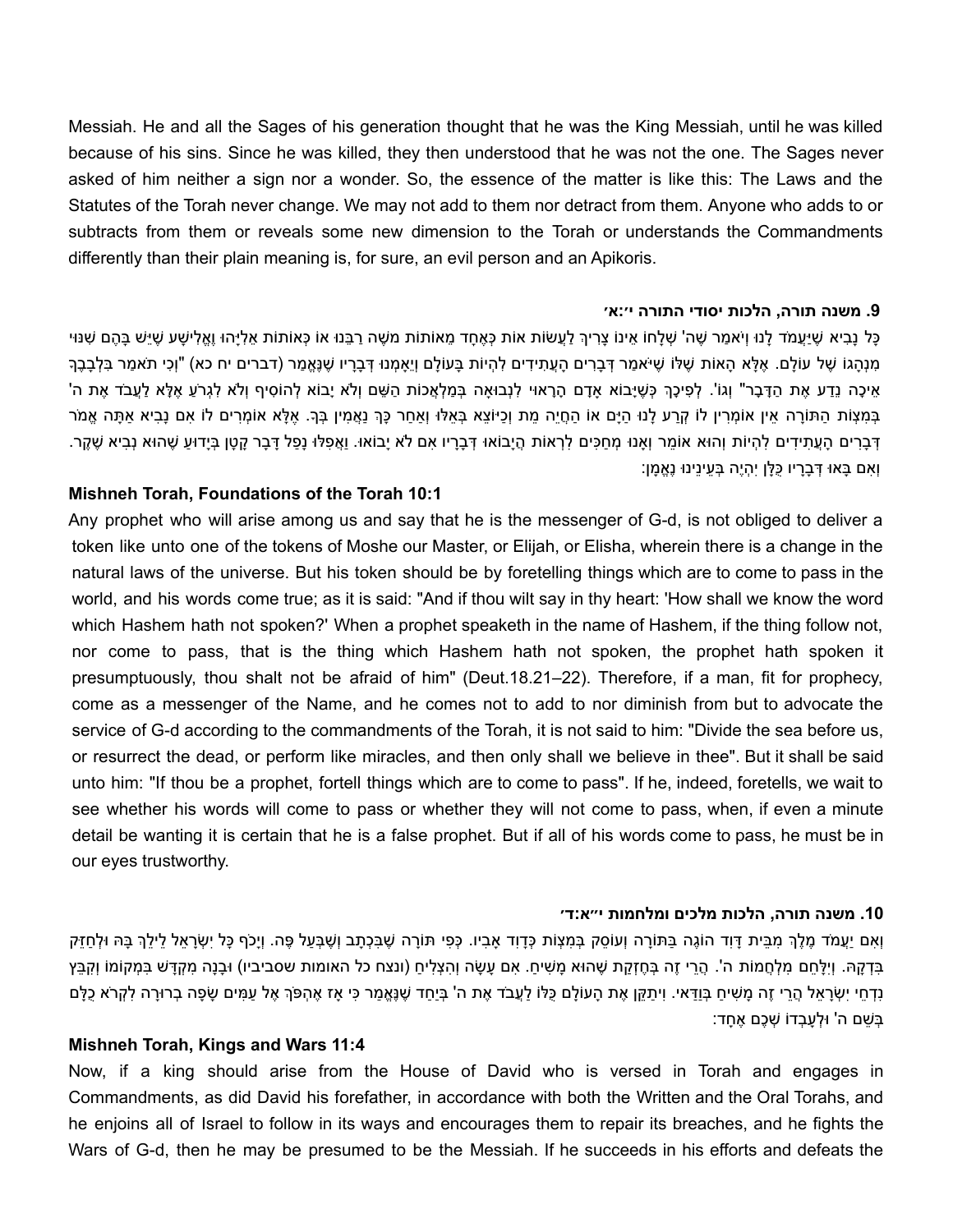Messiah. He and all the Sages of his generation thought that he was the King Messiah, until he was killed because of his sins. Since he was killed, they then understood that he was not the one. The Sages never asked of him neither a sign nor a wonder. So, the essence of the matter is like this: The Laws and the Statutes of the Torah never change. We may not add to them nor detract from them. Anyone who adds to or subtracts from them or reveals some new dimension to the Torah or understands the Commandments differently than their plain meaning is, for sure, an evil person and an Apikoris.

### 9. משנה תורה, הלכות יסודי התורה י׳:א׳

כָּל נָבִיא שֶׁיַּעֲמֹד לָנוּ וְיֹאמַר שֶׁה' שְׁלָחוֹ אֵינוֹ צָרִיךְ לַעֲשׂוֹת אוֹת כְּאֶחָד מֵאוֹתוֹת מֹשֶׁה רַבֵּנוּ אוֹ כְּאוֹתוֹת אֵלִיָּהוּ וֶאֱלִישָׁע שֶׁיֵּשׁ בָּהֶם שִׁנּוּי מִנְהָגוֹ שֶׁל עוֹלָם. אֶלָּא הָאוֹת שֶׁלּוֹ שֶׁיֹּאמַר דְּבָרִים הָעֲתִידִים לִהְיוֹת בָּעוֹלָם וְיֵאָמְנוּ דְּבָרָיו שֶׁנֶּאֱמַר (דברים יח כא) "וְכִי תֹאמַר בִּלְבָבְךָ אֵיכָה נֵדַע אֶת הַדָּבָר" וְגוֹ'. לְפִיכָךְ כְּשֶׁיָּבוֹא אָדָם הָרָאוּי לִנְבוּאָה בִּמְלֶאכֶת הַשֵּׁם וְלֹא יָבוֹא לְהוֹסִיף וְלֹא לִגְרֹעַ אֶלָּא לַעֲבֹד אֶת ה' בְּמִצְוֹת הַתּוֹרָה אֵין אוֹמְרִין לוֹ קְרַע לָנוּ הַיָּם אוֹ הַחֲיֵה מֵת וְכַיּוֹצֵא בָּאֵלּוּ וְאַחַר כָּךְ נַאֲמִין בְּךָ. אֶלָּא אוֹמְרִים לוֹ אִם נָבִיא אַתָּה אֱמֹר דְּבָרִים הָעֲתִידִים לִהְיוֹת וְהוּא אוֹמֵר וְאָנוּ מְחַכִּים לִרְאוֹת הֲיָבוֹאוּ דְּבָרָיו אִם לֹא יָבוֹאוּ. וַאֲפִלּוּ נָפַל דָּבָר קָטָן בְּיָדוּעַ שֶׁהוּא נְבִיא שֶׁקֶר. וְאִם בָּאוּ דְּבָרָיו כֻּלָּן יִהְיֶה בְּעֵינֵינוּ נֶאֱמָן:

**Mishneh Torah, Foundations of the Torah 10:1**

Any prophet who will arise among us and say that he is the messenger of G-d, is not obliged to deliver a token like unto one of the tokens of Moshe our Master, or Elijah, or Elisha, wherein there is a change in the natural laws of the universe. But his token should be by foretelling things which are to come to pass in the world, and his words come true; as it is said: "And if thou wilt say in thy heart: 'How shall we know the word which Hashem hath not spoken?' When a prophet speaketh in the name of Hashem, if the thing follow not, nor come to pass, that is the thing which Hashem hath not spoken, the prophet hath spoken it presumptuously, thou shalt not be afraid of him" (Deut.18.21–22). Therefore, if a man, fit for prophecy, come as a messenger of the Name, and he comes not to add to nor diminish from but to advocate the service of G-d according to the commandments of the Torah, it is not said to him: "Divide the sea before us, or resurrect the dead, or perform like miracles, and then only shall we believe in thee". But it shall be said unto him: "If thou be a prophet, fortell things which are to come to pass". If he, indeed, foretells, we wait to see whether his words will come to pass or whether they will not come to pass, when, if even a minute detail be wanting it is certain that he is a false prophet. But if all of his words come to pass, he must be in our eyes trustworthy.

### 10. משנה תורה, הלכות מלכים ומלחמות י״א:ד׳

וְאִם יַעֲמֹד מֶלֶךְ מִבֵּית דָּוִד הוֹגֶה בַּתּוֹרָה וְעוֹסֵק בְּמִצְוֹת כְּדָוִד אָבִיו. כְּפִי תּוֹרָה שֶׁבִּכְתָב וְשֶׁבְּעַל פֶּה. וְיָכֹף כָּל יִשְׂרָאֵל לֵילֵךְ בָּהּ וּלְחַזֵּק בִּדְקָהּ. וְיִלָּחֵם מִלְחֲמוֹת ה'. הֲרֵי זֶה בְּחֶזְקַת שֶׁהוּא מָשִׁיחַ. אִם עָשָׂה וְהִצְלִיחַ (ונצח כל האומות שסביביו) וּבָנָה מִקְדָּשׁ בִּמְקוֹמוֹ וְקִבֵּץ נִדְחֵי יִשְׂרָאֵל הֲרֵי זֶה מָשִׁיחַ בְּוַדַּאי. וִיתַקֵּן אֶת הָעוֹלָם כֻּלּוֹ לַעֲבֹד אֶת ה' בְּיַחַד שֶׁנֶּאֱמַר כִּי אָז אֶהְפֹּךְ אֶל עַמִּים שָׂפָה בְרוּרָה לִקְרֹא כֻלָּם בְּשֵׁם ה' וּלְעָבְדוֹ שְׁכֶם אֶחָד:

**Mishneh Torah, Kings and Wars 11:4**

Now, if a king should arise from the House of David who is versed in Torah and engages in Commandments, as did David his forefather, in accordance with both the Written and the Oral Torahs, and he enjoins all of Israel to follow in its ways and encourages them to repair its breaches, and he fights the Wars of G-d, then he may be presumed to be the Messiah. If he succeeds in his efforts and defeats the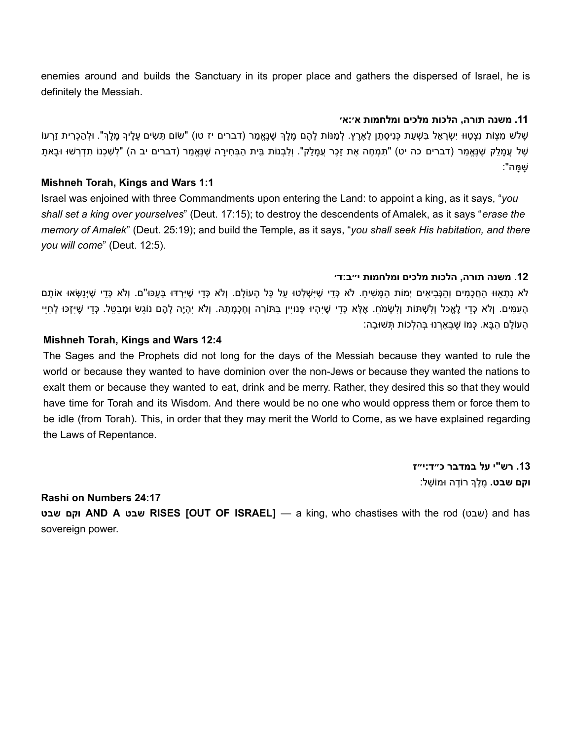enemies around and builds the Sanctuary in its proper place and gathers the dispersed of Israel, he is definitely the Messiah.

### 11. משנה תורה, הלכות מלכים ומלחמות א׳:א׳

שָׁלֹשׁ מִצְוֹת נִצְטַוּוּ יִשְׂרָאֵל בִּשְׁעַת כְּנִיסָתָן לָאָרֶץ. לְמַנּוֹת לָהֶם מֶלֶךְ שֶׁנֶּאֱמַר (דברים יז טו) "שׂוֹם תָּשִׂים עָלֶיךָ מֶלֶךְ". וּלְהַכְרִית זַרְעוֹ שֶׁל עֲמָלֵק שֶׁנֶּאֱמַר (דברים כה יט) "תִּמְחֶה אֶת זֵכֶר עֲמָלֵק". וְלִבְנוֹת בֵּית הַבְּחִירָה שֶׁנֶּאֱמַר (דברים יב ה) "לְשִׁכְנוֹ תִדְרְשׁוּ וּבָאתָ שָׁמָּה":

**Mishneh Torah, Kings and Wars 1:1**

Israel was enjoined with three Commandments upon entering the Land: to appoint a king, as it says, "*you shall set a king over yourselves*" (Deut. 17:15); to destroy the descendents of Amalek, as it says "*erase the memory of Amalek*" (Deut. 25:19); and build the Temple, as it says, "*you shall seek His habitation, and there you will come*" (Deut. 12:5).

### 12. משנה תורה, הלכות מלכים ומלחמות י״ב:ד׳

לֹא נִתְאַוּוּ הַחֲכָמִים וְהַנְּבִיאִים יְמוֹת הַמָּשִׁיחַ. לֹא כְּדֵי שֶׁיִּשְׁלְטוּ עַל כָּל הָעוֹלָם. וְלֹא כְּדֵי שֶׁיִּרְדּוּ בָּעַכּוּ"ם. וְלֹא כְּדֵי שֶׁיְּנַשְּׂאוּ אוֹתָם הָעַמִּים. וְלֹא כְּדֵי לֶאֱכֹל וְלִשְׁתּוֹת וְלִשְׂמֹחַ. אֶלָּא כְּדֵי שֶׁיִּהְיוּ פְּנוּיִין בַּתּוֹרָה וְחָכְמָתָהּ. וְלֹא יִהְיֶה לָהֶם נוֹגֵשׂ וּמְבַטֵּל. כְּדֵי שֶׁיִּזְכּוּ לְחַיֵּי הָעוֹלָם הַבָּא. כְּמוֹ שֶׁבֵּאַרְנוּ בְּהִלְכוֹת תְּשׁוּבָה:

**Mishneh Torah, Kings and Wars 12:4**

The Sages and the Prophets did not long for the days of the Messiah because they wanted to rule the world or because they wanted to have dominion over the non-Jews or because they wanted the nations to exalt them or because they wanted to eat, drink and be merry. Rather, they desired this so that they would have time for Torah and its Wisdom. And there would be no one who would oppress them or force them to be idle (from Torah). This, in order that they may merit the World to Come, as we have explained regarding the Laws of Repentance.

### 13. רש"י על במדבר כ״ד:י״ז

**וקם שבט.** מֶלֶךְ רוֹדֶה וּמוֹשֵׁל:

**Rashi on Numbers 24:17**

**וקם שבט AND A שבט RISES [OUT OF ISRAEL]** — a king, who chastises with the rod (שבט) and has sovereign power.